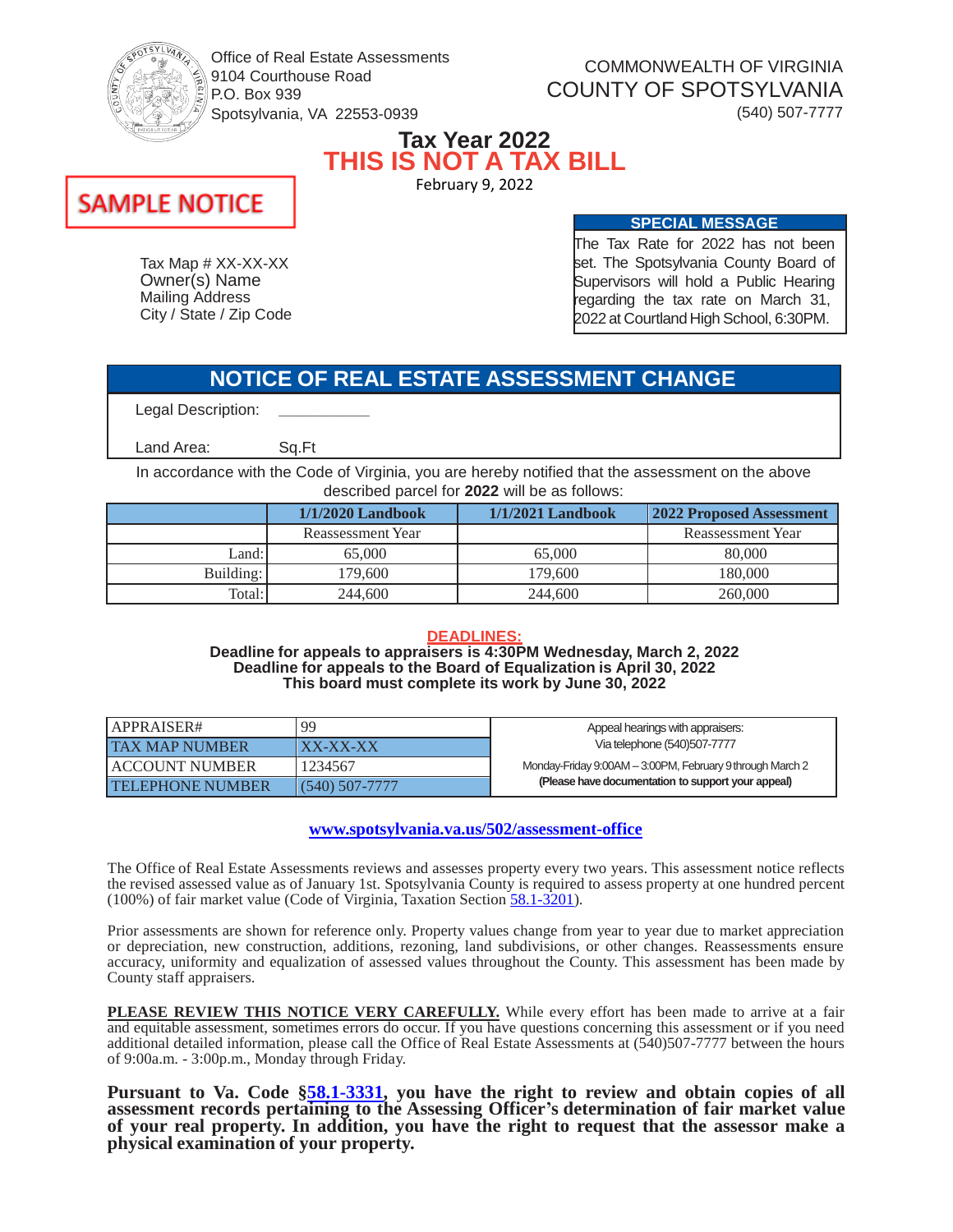Office of Real Estate Assessments
9104 Courthouse Road
P.O. Box 939
Spotsylvania, VA 22553-0939

COMMONWEALTH OF VIRGINIA
COUNTY OF SPOTSYLVANIA
(540) 507-7777

# Tax Year 2022
# THIS IS NOT A TAX BILL

February 9, 2022

**SAMPLE NOTICE**

Tax Map # XX-XX-XX
Owner(s) Name
Mailing Address
City / State / Zip Code

**SPECIAL MESSAGE**

The Tax Rate for 2022 has not been set. The Spotsylvania County Board of Supervisors will hold a Public Hearing regarding the tax rate on March 31, 2022 at Courtland High School, 6:30PM.

## NOTICE OF REAL ESTATE ASSESSMENT CHANGE

Legal Description: ___________

Land Area: Sq.Ft

In accordance with the Code of Virginia, you are hereby notified that the assessment on the above described parcel for **2022** will be as follows:

| | 1/1/2020 Landbook | 1/1/2021 Landbook | 2022 Proposed Assessment |
|---|---|---|---|
| | Reassessment Year | | Reassessment Year |
| Land: | 65,000 | 65,000 | 80,000 |
| Building: | 179,600 | 179,600 | 180,000 |
| Total: | 244,600 | 244,600 | 260,000 |

**DEADLINES:**

**Deadline for appeals to appraisers is 4:30PM Wednesday, March 2, 2022**
**Deadline for appeals to the Board of Equalization is April 30, 2022**
**This board must complete its work by June 30, 2022**

| | |
|---|---|
| APPRAISER# | 99 |
| TAX MAP NUMBER | XX-XX-XX |
| ACCOUNT NUMBER | 1234567 |
| TELEPHONE NUMBER | (540) 507-7777 |

Appeal hearings with appraisers:
Via telephone (540)507-7777
Monday-Friday 9:00AM – 3:00PM, February 9 through March 2
**(Please have documentation to support your appeal)**

**www.spotsylvania.va.us/502/assessment-office**

The Office of Real Estate Assessments reviews and assesses property every two years. This assessment notice reflects the revised assessed value as of January 1st. Spotsylvania County is required to assess property at one hundred percent (100%) of fair market value (Code of Virginia, Taxation Section 58.1-3201).

Prior assessments are shown for reference only. Property values change from year to year due to market appreciation or depreciation, new construction, additions, rezoning, land subdivisions, or other changes. Reassessments ensure accuracy, uniformity and equalization of assessed values throughout the County. This assessment has been made by County staff appraisers.

**PLEASE REVIEW THIS NOTICE VERY CAREFULLY.** While every effort has been made to arrive at a fair and equitable assessment, sometimes errors do occur. If you have questions concerning this assessment or if you need additional detailed information, please call the Office of Real Estate Assessments at (540)507-7777 between the hours of 9:00a.m. - 3:00p.m., Monday through Friday.

**Pursuant to Va. Code §58.1-3331, you have the right to review and obtain copies of all assessment records pertaining to the Assessing Officer's determination of fair market value of your real property. In addition, you have the right to request that the assessor make a physical examination of your property.**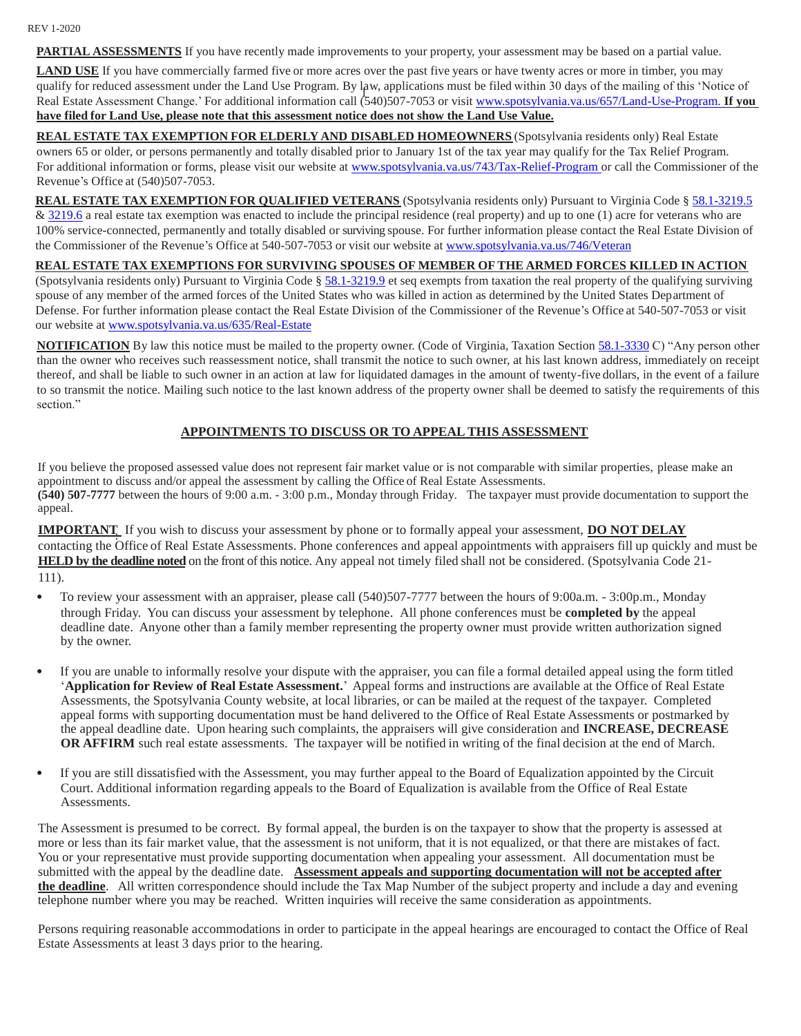REV 1-2020

**PARTIAL ASSESSMENTS** If you have recently made improvements to your property, your assessment may be based on a partial value.

**LAND USE** If you have commercially farmed five or more acres over the past five years or have twenty acres or more in timber, you may qualify for reduced assessment under the Land Use Program. By law, applications must be filed within 30 days of the mailing of this 'Notice of Real Estate Assessment Change.' For additional information call (540)507-7053 or visit www.spotsylvania.va.us/657/Land-Use-Program. **If you have filed for Land Use, please note that this assessment notice does not show the Land Use Value.**

**REAL ESTATE TAX EXEMPTION FOR ELDERLY AND DISABLED HOMEOWNERS** (Spotsylvania residents only) Real Estate owners 65 or older, or persons permanently and totally disabled prior to January 1st of the tax year may qualify for the Tax Relief Program. For additional information or forms, please visit our website at www.spotsylvania.va.us/743/Tax-Relief-Program or call the Commissioner of the Revenue's Office at (540)507-7053.

**REAL ESTATE TAX EXEMPTION FOR QUALIFIED VETERANS** (Spotsylvania residents only) Pursuant to Virginia Code § 58.1-3219.5 & 3219.6 a real estate tax exemption was enacted to include the principal residence (real property) and up to one (1) acre for veterans who are 100% service-connected, permanently and totally disabled or surviving spouse. For further information please contact the Real Estate Division of the Commissioner of the Revenue's Office at 540-507-7053 or visit our website at www.spotsylvania.va.us/746/Veteran

**REAL ESTATE TAX EXEMPTIONS FOR SURVIVING SPOUSES OF MEMBER OF THE ARMED FORCES KILLED IN ACTION** (Spotsylvania residents only) Pursuant to Virginia Code § 58.1-3219.9 et seq exempts from taxation the real property of the qualifying surviving spouse of any member of the armed forces of the United States who was killed in action as determined by the United States Department of Defense. For further information please contact the Real Estate Division of the Commissioner of the Revenue's Office at 540-507-7053 or visit our website at www.spotsylvania.va.us/635/Real-Estate

**NOTIFICATION** By law this notice must be mailed to the property owner. (Code of Virginia, Taxation Section 58.1-3330 C) "Any person other than the owner who receives such reassessment notice, shall transmit the notice to such owner, at his last known address, immediately on receipt thereof, and shall be liable to such owner in an action at law for liquidated damages in the amount of twenty-five dollars, in the event of a failure to so transmit the notice. Mailing such notice to the last known address of the property owner shall be deemed to satisfy the requirements of this section."

## APPOINTMENTS TO DISCUSS OR TO APPEAL THIS ASSESSMENT

If you believe the proposed assessed value does not represent fair market value or is not comparable with similar properties, please make an appointment to discuss and/or appeal the assessment by calling the Office of Real Estate Assessments.
**(540) 507-7777** between the hours of 9:00 a.m. - 3:00 p.m., Monday through Friday. The taxpayer must provide documentation to support the appeal.

**IMPORTANT** If you wish to discuss your assessment by phone or to formally appeal your assessment, **DO NOT DELAY** contacting the Office of Real Estate Assessments. Phone conferences and appeal appointments with appraisers fill up quickly and must be **HELD by the deadline noted** on the front of this notice. Any appeal not timely filed shall not be considered. (Spotsylvania Code 21-111).

- To review your assessment with an appraiser, please call (540)507-7777 between the hours of 9:00a.m. - 3:00p.m., Monday through Friday. You can discuss your assessment by telephone. All phone conferences must be **completed by** the appeal deadline date. Anyone other than a family member representing the property owner must provide written authorization signed by the owner.

- If you are unable to informally resolve your dispute with the appraiser, you can file a formal detailed appeal using the form titled '**Application for Review of Real Estate Assessment.**' Appeal forms and instructions are available at the Office of Real Estate Assessments, the Spotsylvania County website, at local libraries, or can be mailed at the request of the taxpayer. Completed appeal forms with supporting documentation must be hand delivered to the Office of Real Estate Assessments or postmarked by the appeal deadline date. Upon hearing such complaints, the appraisers will give consideration and **INCREASE, DECREASE OR AFFIRM** such real estate assessments. The taxpayer will be notified in writing of the final decision at the end of March.

- If you are still dissatisfied with the Assessment, you may further appeal to the Board of Equalization appointed by the Circuit Court. Additional information regarding appeals to the Board of Equalization is available from the Office of Real Estate Assessments.

The Assessment is presumed to be correct. By formal appeal, the burden is on the taxpayer to show that the property is assessed at more or less than its fair market value, that the assessment is not uniform, that it is not equalized, or that there are mistakes of fact. You or your representative must provide supporting documentation when appealing your assessment. All documentation must be submitted with the appeal by the deadline date. **Assessment appeals and supporting documentation will not be accepted after the deadline**. All written correspondence should include the Tax Map Number of the subject property and include a day and evening telephone number where you may be reached. Written inquiries will receive the same consideration as appointments.

Persons requiring reasonable accommodations in order to participate in the appeal hearings are encouraged to contact the Office of Real Estate Assessments at least 3 days prior to the hearing.